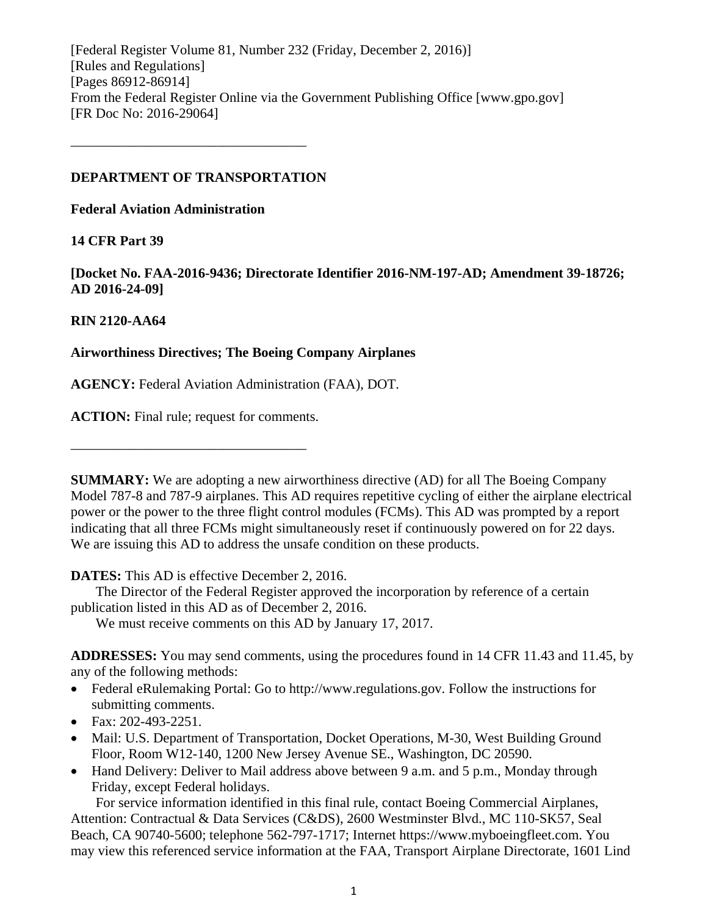[Federal Register Volume 81, Number 232 (Friday, December 2, 2016)]
[Rules and Regulations]
[Pages 86912-86914]
From the Federal Register Online via the Government Publishing Office [www.gpo.gov]
[FR Doc No: 2016-29064]

---

**DEPARTMENT OF TRANSPORTATION**

**Federal Aviation Administration**

**14 CFR Part 39**

**[Docket No. FAA-2016-9436; Directorate Identifier 2016-NM-197-AD; Amendment 39-18726; AD 2016-24-09]**

**RIN 2120-AA64**

**Airworthiness Directives; The Boeing Company Airplanes**

**AGENCY:** Federal Aviation Administration (FAA), DOT.

**ACTION:** Final rule; request for comments.

---

**SUMMARY:** We are adopting a new airworthiness directive (AD) for all The Boeing Company Model 787-8 and 787-9 airplanes. This AD requires repetitive cycling of either the airplane electrical power or the power to the three flight control modules (FCMs). This AD was prompted by a report indicating that all three FCMs might simultaneously reset if continuously powered on for 22 days. We are issuing this AD to address the unsafe condition on these products.

**DATES:** This AD is effective December 2, 2016.

The Director of the Federal Register approved the incorporation by reference of a certain publication listed in this AD as of December 2, 2016.

We must receive comments on this AD by January 17, 2017.

**ADDRESSES:** You may send comments, using the procedures found in 14 CFR 11.43 and 11.45, by any of the following methods:

- Federal eRulemaking Portal: Go to http://www.regulations.gov. Follow the instructions for submitting comments.
- Fax: 202-493-2251.
- Mail: U.S. Department of Transportation, Docket Operations, M-30, West Building Ground Floor, Room W12-140, 1200 New Jersey Avenue SE., Washington, DC 20590.
- Hand Delivery: Deliver to Mail address above between 9 a.m. and 5 p.m., Monday through Friday, except Federal holidays.

For service information identified in this final rule, contact Boeing Commercial Airplanes, Attention: Contractual & Data Services (C&DS), 2600 Westminster Blvd., MC 110-SK57, Seal Beach, CA 90740-5600; telephone 562-797-1717; Internet https://www.myboeingfleet.com. You may view this referenced service information at the FAA, Transport Airplane Directorate, 1601 Lind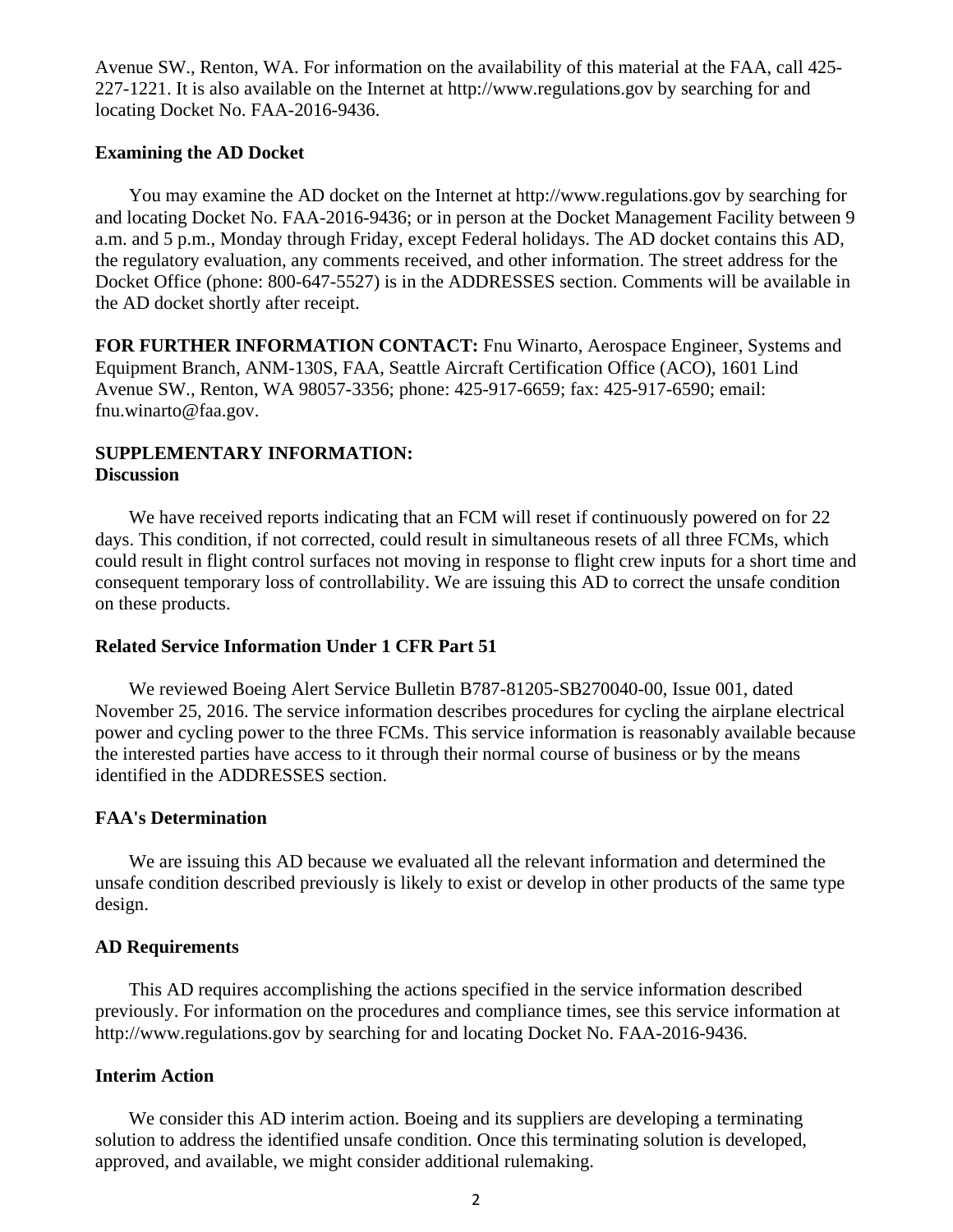Avenue SW., Renton, WA. For information on the availability of this material at the FAA, call 425-227-1221. It is also available on the Internet at http://www.regulations.gov by searching for and locating Docket No. FAA-2016-9436.

**Examining the AD Docket**

You may examine the AD docket on the Internet at http://www.regulations.gov by searching for and locating Docket No. FAA-2016-9436; or in person at the Docket Management Facility between 9 a.m. and 5 p.m., Monday through Friday, except Federal holidays. The AD docket contains this AD, the regulatory evaluation, any comments received, and other information. The street address for the Docket Office (phone: 800-647-5527) is in the ADDRESSES section. Comments will be available in the AD docket shortly after receipt.

**FOR FURTHER INFORMATION CONTACT:** Fnu Winarto, Aerospace Engineer, Systems and Equipment Branch, ANM-130S, FAA, Seattle Aircraft Certification Office (ACO), 1601 Lind Avenue SW., Renton, WA 98057-3356; phone: 425-917-6659; fax: 425-917-6590; email: fnu.winarto@faa.gov.

**SUPPLEMENTARY INFORMATION:**

**Discussion**

We have received reports indicating that an FCM will reset if continuously powered on for 22 days. This condition, if not corrected, could result in simultaneous resets of all three FCMs, which could result in flight control surfaces not moving in response to flight crew inputs for a short time and consequent temporary loss of controllability. We are issuing this AD to correct the unsafe condition on these products.

**Related Service Information Under 1 CFR Part 51**

We reviewed Boeing Alert Service Bulletin B787-81205-SB270040-00, Issue 001, dated November 25, 2016. The service information describes procedures for cycling the airplane electrical power and cycling power to the three FCMs. This service information is reasonably available because the interested parties have access to it through their normal course of business or by the means identified in the ADDRESSES section.

**FAA's Determination**

We are issuing this AD because we evaluated all the relevant information and determined the unsafe condition described previously is likely to exist or develop in other products of the same type design.

**AD Requirements**

This AD requires accomplishing the actions specified in the service information described previously. For information on the procedures and compliance times, see this service information at http://www.regulations.gov by searching for and locating Docket No. FAA-2016-9436.

**Interim Action**

We consider this AD interim action. Boeing and its suppliers are developing a terminating solution to address the identified unsafe condition. Once this terminating solution is developed, approved, and available, we might consider additional rulemaking.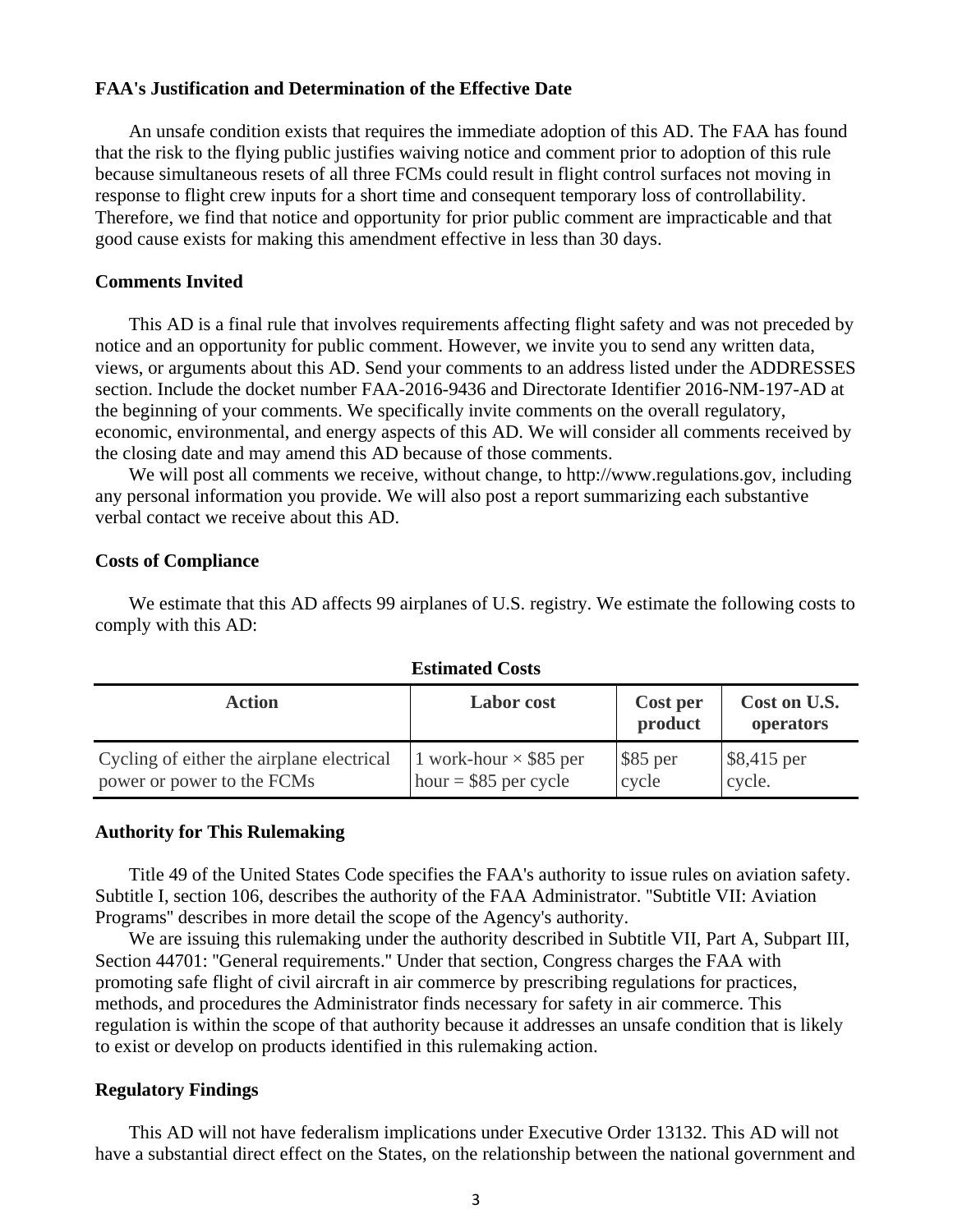**FAA's Justification and Determination of the Effective Date**

An unsafe condition exists that requires the immediate adoption of this AD. The FAA has found that the risk to the flying public justifies waiving notice and comment prior to adoption of this rule because simultaneous resets of all three FCMs could result in flight control surfaces not moving in response to flight crew inputs for a short time and consequent temporary loss of controllability. Therefore, we find that notice and opportunity for prior public comment are impracticable and that good cause exists for making this amendment effective in less than 30 days.

**Comments Invited**

This AD is a final rule that involves requirements affecting flight safety and was not preceded by notice and an opportunity for public comment. However, we invite you to send any written data, views, or arguments about this AD. Send your comments to an address listed under the ADDRESSES section. Include the docket number FAA-2016-9436 and Directorate Identifier 2016-NM-197-AD at the beginning of your comments. We specifically invite comments on the overall regulatory, economic, environmental, and energy aspects of this AD. We will consider all comments received by the closing date and may amend this AD because of those comments.

We will post all comments we receive, without change, to http://www.regulations.gov, including any personal information you provide. We will also post a report summarizing each substantive verbal contact we receive about this AD.

**Costs of Compliance**

We estimate that this AD affects 99 airplanes of U.S. registry. We estimate the following costs to comply with this AD:

**Estimated Costs**

| Action | Labor cost | Cost per product | Cost on U.S. operators |
|---|---|---|---|
| Cycling of either the airplane electrical power or power to the FCMs | 1 work-hour × $85 per hour = $85 per cycle | $85 per cycle | $8,415 per cycle. |

**Authority for This Rulemaking**

Title 49 of the United States Code specifies the FAA's authority to issue rules on aviation safety. Subtitle I, section 106, describes the authority of the FAA Administrator. "Subtitle VII: Aviation Programs" describes in more detail the scope of the Agency's authority.

We are issuing this rulemaking under the authority described in Subtitle VII, Part A, Subpart III, Section 44701: "General requirements." Under that section, Congress charges the FAA with promoting safe flight of civil aircraft in air commerce by prescribing regulations for practices, methods, and procedures the Administrator finds necessary for safety in air commerce. This regulation is within the scope of that authority because it addresses an unsafe condition that is likely to exist or develop on products identified in this rulemaking action.

**Regulatory Findings**

This AD will not have federalism implications under Executive Order 13132. This AD will not have a substantial direct effect on the States, on the relationship between the national government and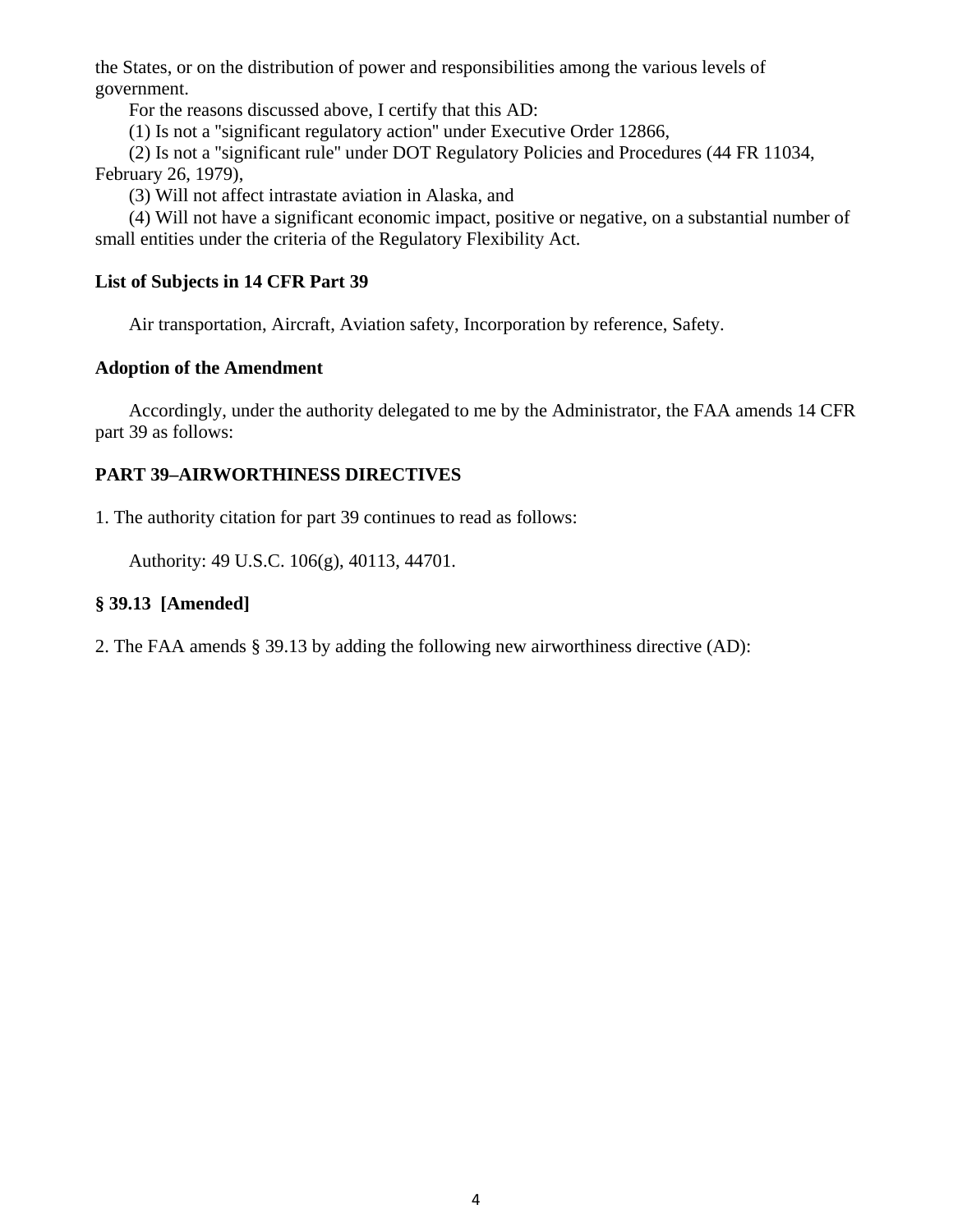the States, or on the distribution of power and responsibilities among the various levels of government.

For the reasons discussed above, I certify that this AD:

(1) Is not a "significant regulatory action" under Executive Order 12866,

(2) Is not a "significant rule" under DOT Regulatory Policies and Procedures (44 FR 11034, February 26, 1979),

(3) Will not affect intrastate aviation in Alaska, and

(4) Will not have a significant economic impact, positive or negative, on a substantial number of small entities under the criteria of the Regulatory Flexibility Act.

**List of Subjects in 14 CFR Part 39**

Air transportation, Aircraft, Aviation safety, Incorporation by reference, Safety.

**Adoption of the Amendment**

Accordingly, under the authority delegated to me by the Administrator, the FAA amends 14 CFR part 39 as follows:

**PART 39–AIRWORTHINESS DIRECTIVES**

1. The authority citation for part 39 continues to read as follows:

Authority: 49 U.S.C. 106(g), 40113, 44701.

**§ 39.13 [Amended]**

2. The FAA amends § 39.13 by adding the following new airworthiness directive (AD):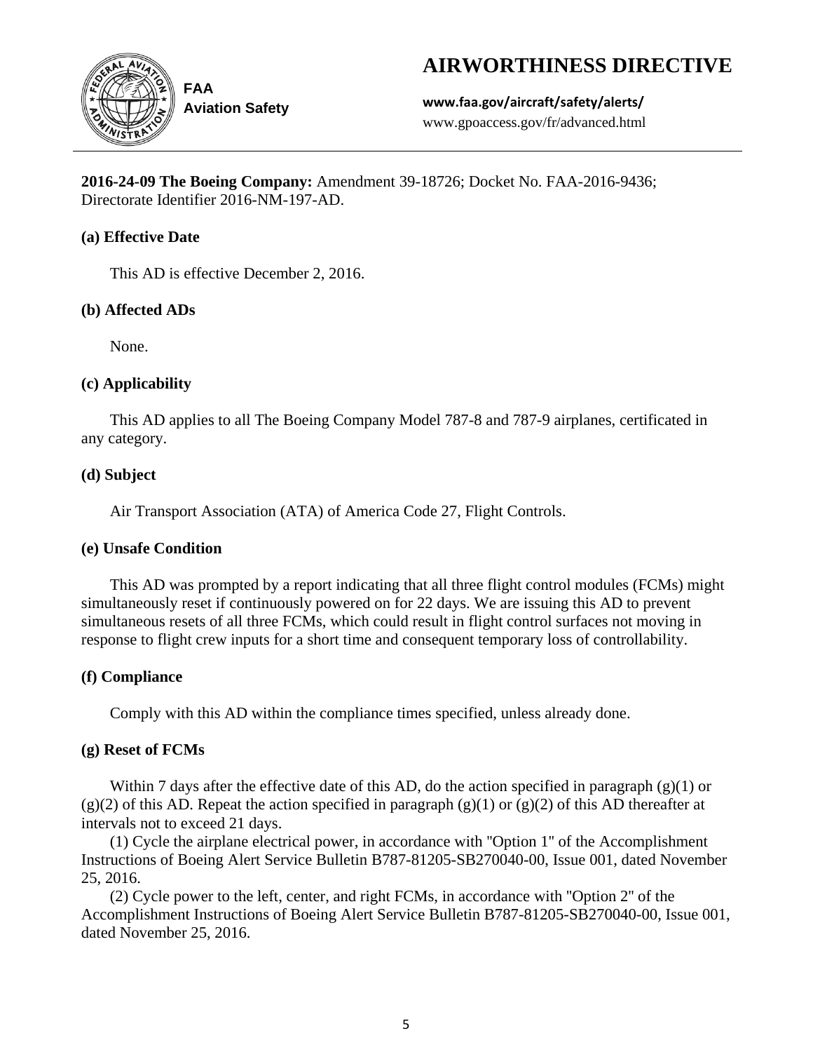# AIRWORTHINESS DIRECTIVE

FAA
Aviation Safety

**www.faa.gov/aircraft/safety/alerts/**
www.gpoaccess.gov/fr/advanced.html

**2016-24-09 The Boeing Company:** Amendment 39-18726; Docket No. FAA-2016-9436; Directorate Identifier 2016-NM-197-AD.

### (a) Effective Date

This AD is effective December 2, 2016.

### (b) Affected ADs

None.

### (c) Applicability

This AD applies to all The Boeing Company Model 787-8 and 787-9 airplanes, certificated in any category.

### (d) Subject

Air Transport Association (ATA) of America Code 27, Flight Controls.

### (e) Unsafe Condition

This AD was prompted by a report indicating that all three flight control modules (FCMs) might simultaneously reset if continuously powered on for 22 days. We are issuing this AD to prevent simultaneous resets of all three FCMs, which could result in flight control surfaces not moving in response to flight crew inputs for a short time and consequent temporary loss of controllability.

### (f) Compliance

Comply with this AD within the compliance times specified, unless already done.

### (g) Reset of FCMs

Within 7 days after the effective date of this AD, do the action specified in paragraph (g)(1) or (g)(2) of this AD. Repeat the action specified in paragraph (g)(1) or (g)(2) of this AD thereafter at intervals not to exceed 21 days.

(1) Cycle the airplane electrical power, in accordance with "Option 1" of the Accomplishment Instructions of Boeing Alert Service Bulletin B787-81205-SB270040-00, Issue 001, dated November 25, 2016.

(2) Cycle power to the left, center, and right FCMs, in accordance with "Option 2" of the Accomplishment Instructions of Boeing Alert Service Bulletin B787-81205-SB270040-00, Issue 001, dated November 25, 2016.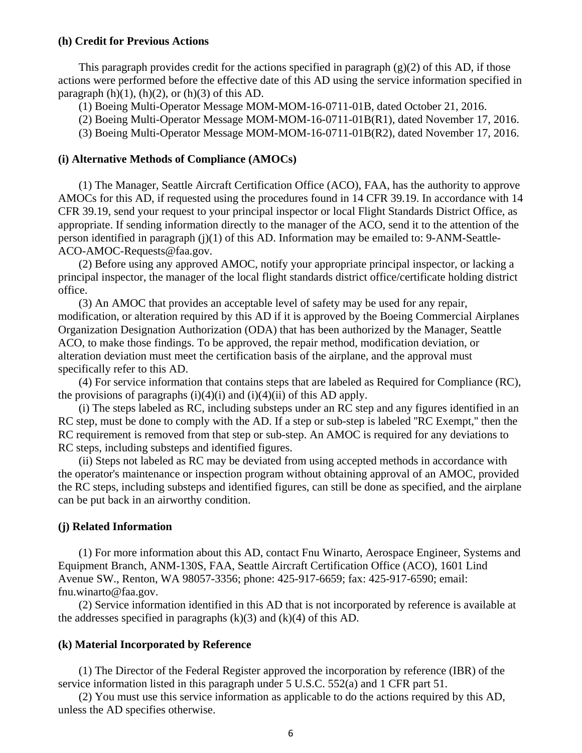**(h) Credit for Previous Actions**

This paragraph provides credit for the actions specified in paragraph (g)(2) of this AD, if those actions were performed before the effective date of this AD using the service information specified in paragraph (h)(1), (h)(2), or (h)(3) of this AD.

(1) Boeing Multi-Operator Message MOM-MOM-16-0711-01B, dated October 21, 2016.

(2) Boeing Multi-Operator Message MOM-MOM-16-0711-01B(R1), dated November 17, 2016.

(3) Boeing Multi-Operator Message MOM-MOM-16-0711-01B(R2), dated November 17, 2016.

**(i) Alternative Methods of Compliance (AMOCs)**

(1) The Manager, Seattle Aircraft Certification Office (ACO), FAA, has the authority to approve AMOCs for this AD, if requested using the procedures found in 14 CFR 39.19. In accordance with 14 CFR 39.19, send your request to your principal inspector or local Flight Standards District Office, as appropriate. If sending information directly to the manager of the ACO, send it to the attention of the person identified in paragraph (j)(1) of this AD. Information may be emailed to: 9-ANM-Seattle-ACO-AMOC-Requests@faa.gov.

(2) Before using any approved AMOC, notify your appropriate principal inspector, or lacking a principal inspector, the manager of the local flight standards district office/certificate holding district office.

(3) An AMOC that provides an acceptable level of safety may be used for any repair, modification, or alteration required by this AD if it is approved by the Boeing Commercial Airplanes Organization Designation Authorization (ODA) that has been authorized by the Manager, Seattle ACO, to make those findings. To be approved, the repair method, modification deviation, or alteration deviation must meet the certification basis of the airplane, and the approval must specifically refer to this AD.

(4) For service information that contains steps that are labeled as Required for Compliance (RC), the provisions of paragraphs (i)(4)(i) and (i)(4)(ii) of this AD apply.

(i) The steps labeled as RC, including substeps under an RC step and any figures identified in an RC step, must be done to comply with the AD. If a step or sub-step is labeled "RC Exempt," then the RC requirement is removed from that step or sub-step. An AMOC is required for any deviations to RC steps, including substeps and identified figures.

(ii) Steps not labeled as RC may be deviated from using accepted methods in accordance with the operator's maintenance or inspection program without obtaining approval of an AMOC, provided the RC steps, including substeps and identified figures, can still be done as specified, and the airplane can be put back in an airworthy condition.

**(j) Related Information**

(1) For more information about this AD, contact Fnu Winarto, Aerospace Engineer, Systems and Equipment Branch, ANM-130S, FAA, Seattle Aircraft Certification Office (ACO), 1601 Lind Avenue SW., Renton, WA 98057-3356; phone: 425-917-6659; fax: 425-917-6590; email: fnu.winarto@faa.gov.

(2) Service information identified in this AD that is not incorporated by reference is available at the addresses specified in paragraphs (k)(3) and (k)(4) of this AD.

**(k) Material Incorporated by Reference**

(1) The Director of the Federal Register approved the incorporation by reference (IBR) of the service information listed in this paragraph under 5 U.S.C. 552(a) and 1 CFR part 51.

(2) You must use this service information as applicable to do the actions required by this AD, unless the AD specifies otherwise.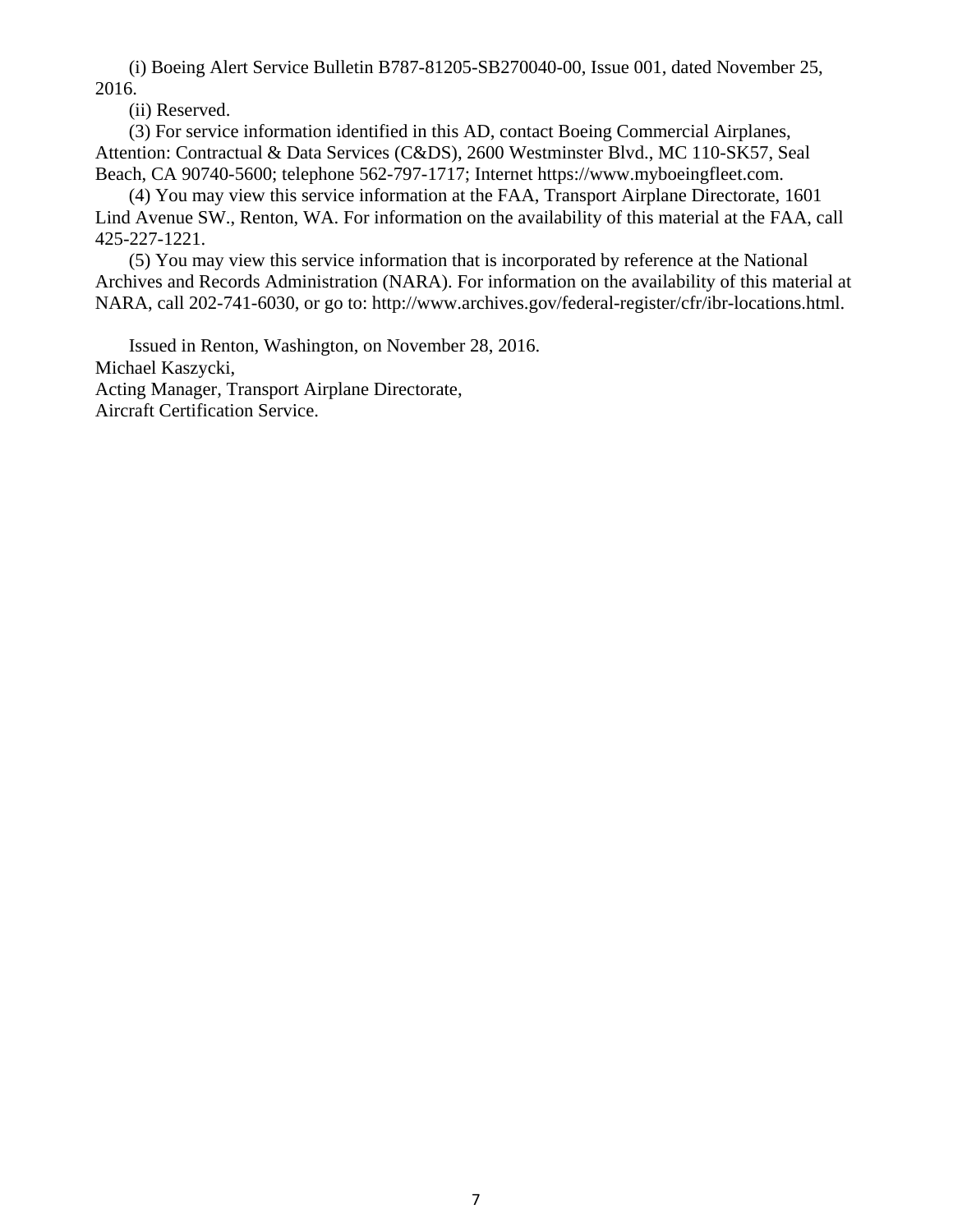(i) Boeing Alert Service Bulletin B787-81205-SB270040-00, Issue 001, dated November 25, 2016.

(ii) Reserved.

(3) For service information identified in this AD, contact Boeing Commercial Airplanes, Attention: Contractual & Data Services (C&DS), 2600 Westminster Blvd., MC 110-SK57, Seal Beach, CA 90740-5600; telephone 562-797-1717; Internet https://www.myboeingfleet.com.

(4) You may view this service information at the FAA, Transport Airplane Directorate, 1601 Lind Avenue SW., Renton, WA. For information on the availability of this material at the FAA, call 425-227-1221.

(5) You may view this service information that is incorporated by reference at the National Archives and Records Administration (NARA). For information on the availability of this material at NARA, call 202-741-6030, or go to: http://www.archives.gov/federal-register/cfr/ibr-locations.html.

Issued in Renton, Washington, on November 28, 2016.

Michael Kaszycki,

Acting Manager, Transport Airplane Directorate,

Aircraft Certification Service.